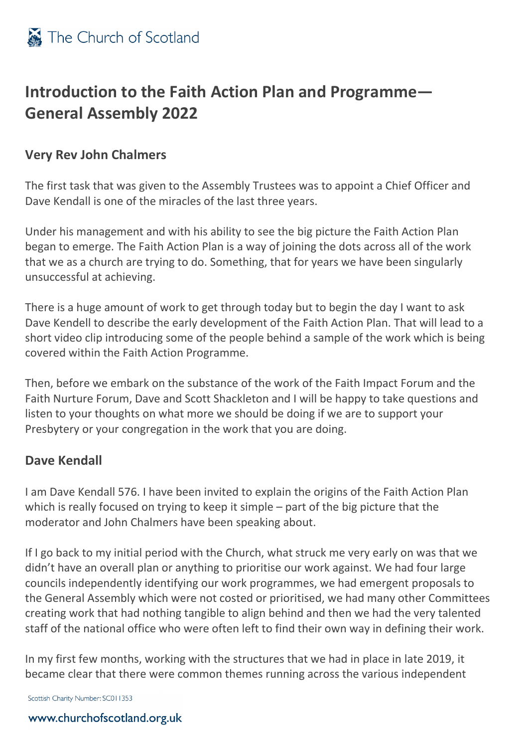# Introduction to the Faith Action Plan and Programme—General Assembly 2022

## Very Rev John Chalmers

The first task that was given to the Assembly Trustees was to appoint a Chief Officer and Dave Kendall is one of the miracles of the last three years.

Under his management and with his ability to see the big picture the Faith Action Plan began to emerge. The Faith Action Plan is a way of joining the dots across all of the work that we as a church are trying to do. Something, that for years we have been singularly unsuccessful at achieving.

There is a huge amount of work to get through today but to begin the day I want to ask Dave Kendell to describe the early development of the Faith Action Plan. That will lead to a short video clip introducing some of the people behind a sample of the work which is being covered within the Faith Action Programme.

Then, before we embark on the substance of the work of the Faith Impact Forum and the Faith Nurture Forum, Dave and Scott Shackleton and I will be happy to take questions and listen to your thoughts on what more we should be doing if we are to support your Presbytery or your congregation in the work that you are doing.

## Dave Kendall

I am Dave Kendall 576. I have been invited to explain the origins of the Faith Action Plan which is really focused on trying to keep it simple – part of the big picture that the moderator and John Chalmers have been speaking about.

If I go back to my initial period with the Church, what struck me very early on was that we didn't have an overall plan or anything to prioritise our work against. We had four large councils independently identifying our work programmes, we had emergent proposals to the General Assembly which were not costed or prioritised, we had many other Committees creating work that had nothing tangible to align behind and then we had the very talented staff of the national office who were often left to find their own way in defining their work.

In my first few months, working with the structures that we had in place in late 2019, it became clear that there were common themes running across the various independent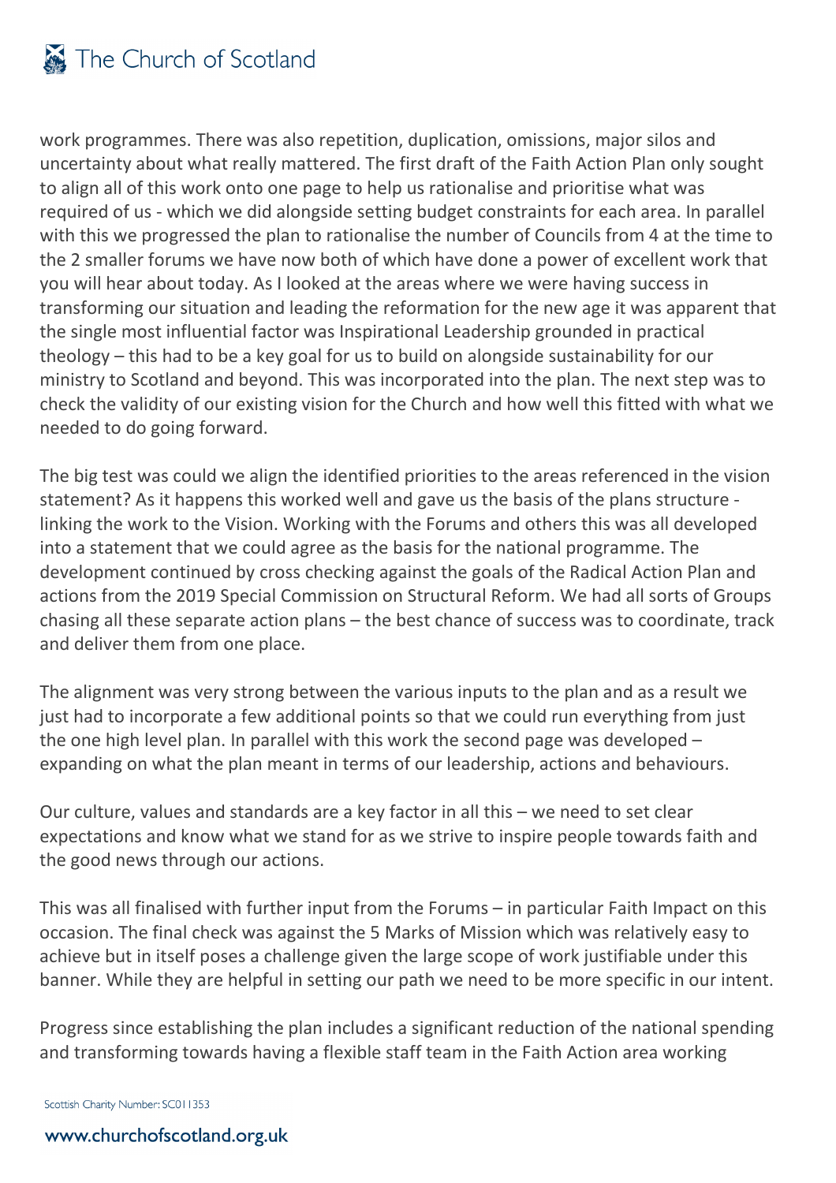work programmes. There was also repetition, duplication, omissions, major silos and uncertainty about what really mattered. The first draft of the Faith Action Plan only sought to align all of this work onto one page to help us rationalise and prioritise what was required of us - which we did alongside setting budget constraints for each area. In parallel with this we progressed the plan to rationalise the number of Councils from 4 at the time to the 2 smaller forums we have now both of which have done a power of excellent work that you will hear about today. As I looked at the areas where we were having success in transforming our situation and leading the reformation for the new age it was apparent that the single most influential factor was Inspirational Leadership grounded in practical theology – this had to be a key goal for us to build on alongside sustainability for our ministry to Scotland and beyond. This was incorporated into the plan. The next step was to check the validity of our existing vision for the Church and how well this fitted with what we needed to do going forward.

The big test was could we align the identified priorities to the areas referenced in the vision statement? As it happens this worked well and gave us the basis of the plans structure - linking the work to the Vision. Working with the Forums and others this was all developed into a statement that we could agree as the basis for the national programme. The development continued by cross checking against the goals of the Radical Action Plan and actions from the 2019 Special Commission on Structural Reform. We had all sorts of Groups chasing all these separate action plans – the best chance of success was to coordinate, track and deliver them from one place.

The alignment was very strong between the various inputs to the plan and as a result we just had to incorporate a few additional points so that we could run everything from just the one high level plan. In parallel with this work the second page was developed – expanding on what the plan meant in terms of our leadership, actions and behaviours.

Our culture, values and standards are a key factor in all this – we need to set clear expectations and know what we stand for as we strive to inspire people towards faith and the good news through our actions.

This was all finalised with further input from the Forums – in particular Faith Impact on this occasion. The final check was against the 5 Marks of Mission which was relatively easy to achieve but in itself poses a challenge given the large scope of work justifiable under this banner. While they are helpful in setting our path we need to be more specific in our intent.

Progress since establishing the plan includes a significant reduction of the national spending and transforming towards having a flexible staff team in the Faith Action area working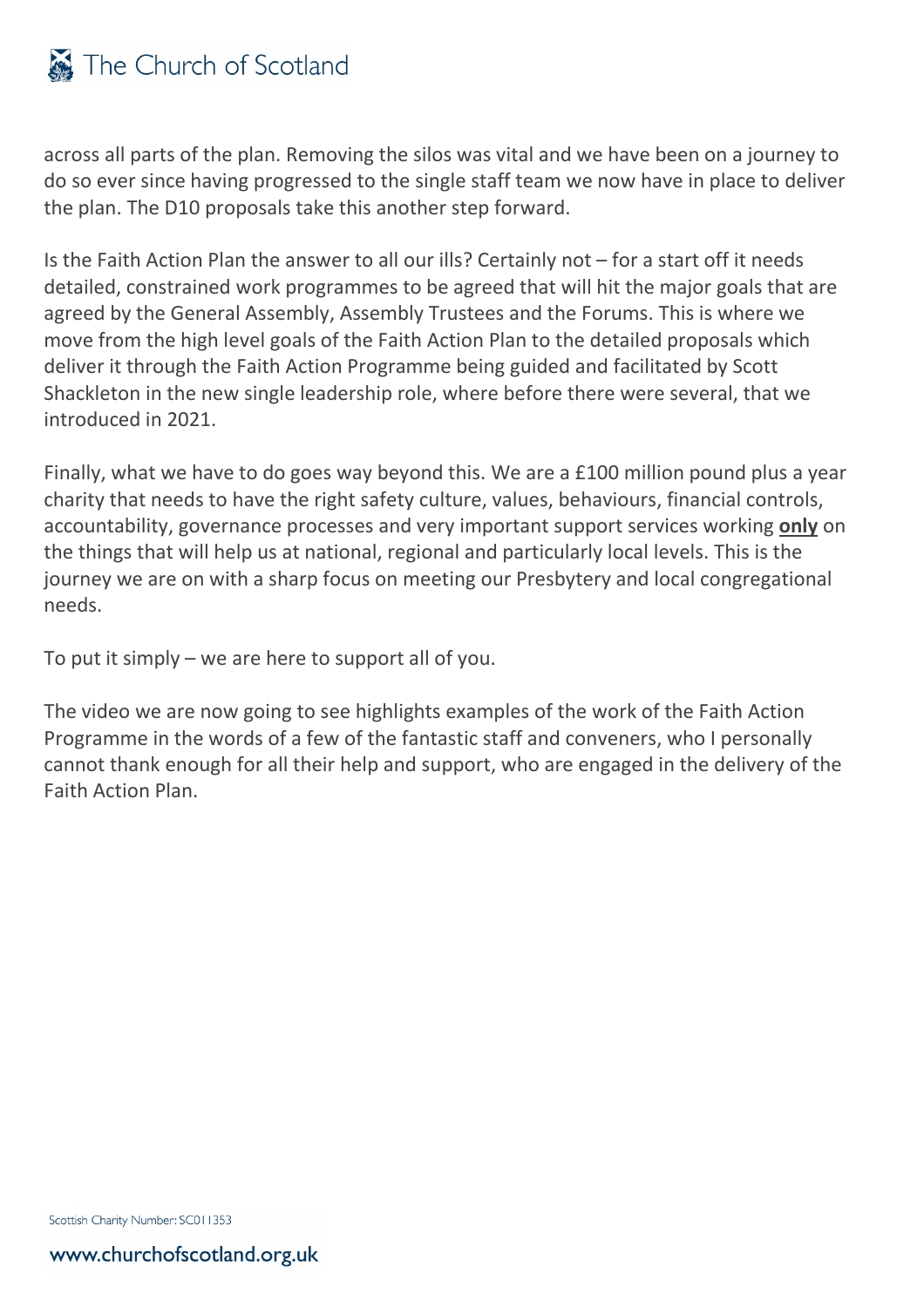across all parts of the plan. Removing the silos was vital and we have been on a journey to do so ever since having progressed to the single staff team we now have in place to deliver the plan. The D10 proposals take this another step forward.

Is the Faith Action Plan the answer to all our ills? Certainly not – for a start off it needs detailed, constrained work programmes to be agreed that will hit the major goals that are agreed by the General Assembly, Assembly Trustees and the Forums. This is where we move from the high level goals of the Faith Action Plan to the detailed proposals which deliver it through the Faith Action Programme being guided and facilitated by Scott Shackleton in the new single leadership role, where before there were several, that we introduced in 2021.

Finally, what we have to do goes way beyond this. We are a £100 million pound plus a year charity that needs to have the right safety culture, values, behaviours, financial controls, accountability, governance processes and very important support services working **only** on the things that will help us at national, regional and particularly local levels. This is the journey we are on with a sharp focus on meeting our Presbytery and local congregational needs.

To put it simply – we are here to support all of you.

The video we are now going to see highlights examples of the work of the Faith Action Programme in the words of a few of the fantastic staff and conveners, who I personally cannot thank enough for all their help and support, who are engaged in the delivery of the Faith Action Plan.